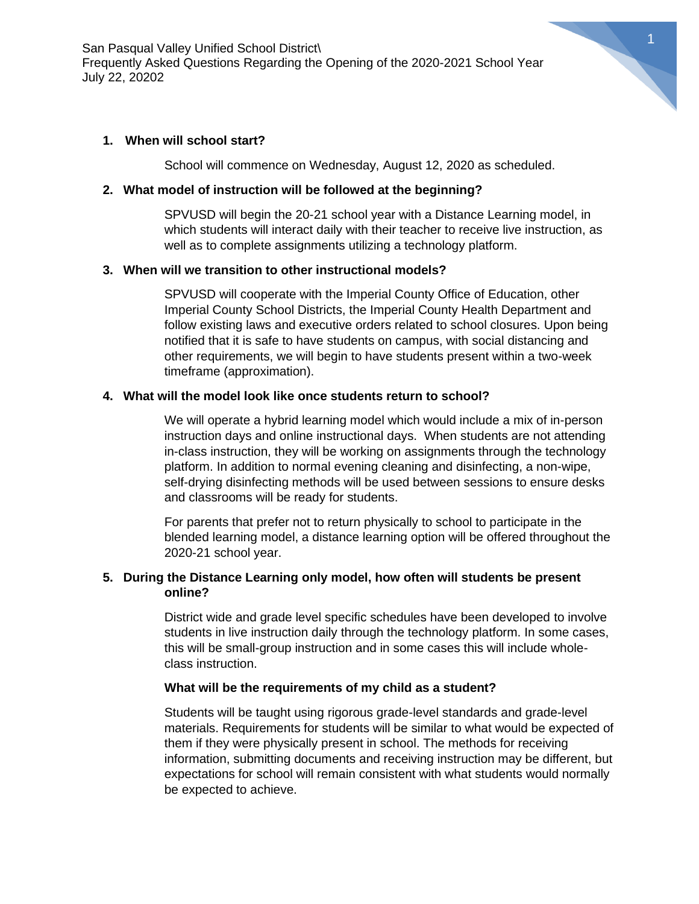San Pasqual Valley Unified School District\
Frequently Asked Questions Regarding the Opening of the 2020-2021 School Year
July 22, 20202

1. **When will school start?**

   School will commence on Wednesday, August 12, 2020 as scheduled.

2. **What model of instruction will be followed at the beginning?**

   SPVUSD will begin the 20-21 school year with a Distance Learning model, in which students will interact daily with their teacher to receive live instruction, as well as to complete assignments utilizing a technology platform.

3. **When will we transition to other instructional models?**

   SPVUSD will cooperate with the Imperial County Office of Education, other Imperial County School Districts, the Imperial County Health Department and follow existing laws and executive orders related to school closures. Upon being notified that it is safe to have students on campus, with social distancing and other requirements, we will begin to have students present within a two-week timeframe (approximation).

4. **What will the model look like once students return to school?**

   We will operate a hybrid learning model which would include a mix of in-person instruction days and online instructional days. When students are not attending in-class instruction, they will be working on assignments through the technology platform. In addition to normal evening cleaning and disinfecting, a non-wipe, self-drying disinfecting methods will be used between sessions to ensure desks and classrooms will be ready for students.

   For parents that prefer not to return physically to school to participate in the blended learning model, a distance learning option will be offered throughout the 2020-21 school year.

5. **During the Distance Learning only model, how often will students be present online?**

   District wide and grade level specific schedules have been developed to involve students in live instruction daily through the technology platform. In some cases, this will be small-group instruction and in some cases this will include whole-class instruction.

   **What will be the requirements of my child as a student?**

   Students will be taught using rigorous grade-level standards and grade-level materials. Requirements for students will be similar to what would be expected of them if they were physically present in school. The methods for receiving information, submitting documents and receiving instruction may be different, but expectations for school will remain consistent with what students would normally be expected to achieve.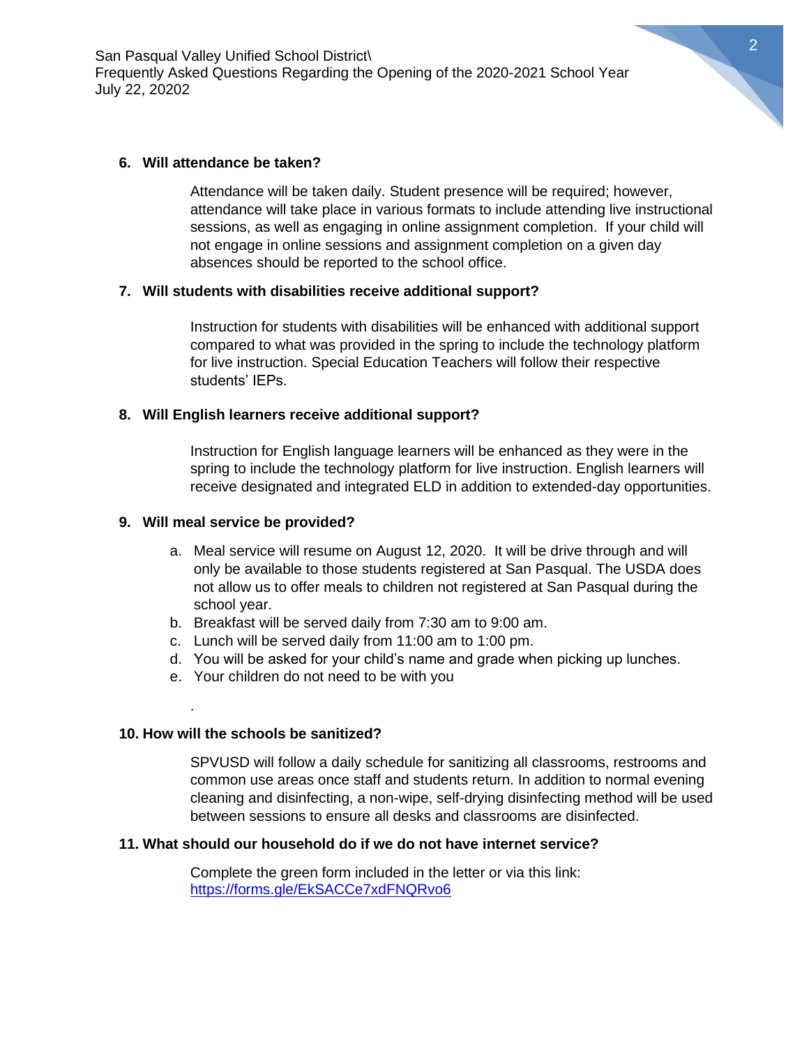**6. Will attendance be taken?**

Attendance will be taken daily. Student presence will be required; however, attendance will take place in various formats to include attending live instructional sessions, as well as engaging in online assignment completion. If your child will not engage in online sessions and assignment completion on a given day absences should be reported to the school office.

**7. Will students with disabilities receive additional support?**

Instruction for students with disabilities will be enhanced with additional support compared to what was provided in the spring to include the technology platform for live instruction. Special Education Teachers will follow their respective students' IEPs.

**8. Will English learners receive additional support?**

Instruction for English language learners will be enhanced as they were in the spring to include the technology platform for live instruction. English learners will receive designated and integrated ELD in addition to extended-day opportunities.

**9. Will meal service be provided?**

a. Meal service will resume on August 12, 2020. It will be drive through and will only be available to those students registered at San Pasqual. The USDA does not allow us to offer meals to children not registered at San Pasqual during the school year.
b. Breakfast will be served daily from 7:30 am to 9:00 am.
c. Lunch will be served daily from 11:00 am to 1:00 pm.
d. You will be asked for your child's name and grade when picking up lunches.
e. Your children do not need to be with you

.

**10. How will the schools be sanitized?**

SPVUSD will follow a daily schedule for sanitizing all classrooms, restrooms and common use areas once staff and students return. In addition to normal evening cleaning and disinfecting, a non-wipe, self-drying disinfecting method will be used between sessions to ensure all desks and classrooms are disinfected.

**11. What should our household do if we do not have internet service?**

Complete the green form included in the letter or via this link: [https://forms.gle/EkSACCe7xdFNQRvo6](https://forms.gle/EkSACCe7xdFNQRvo6)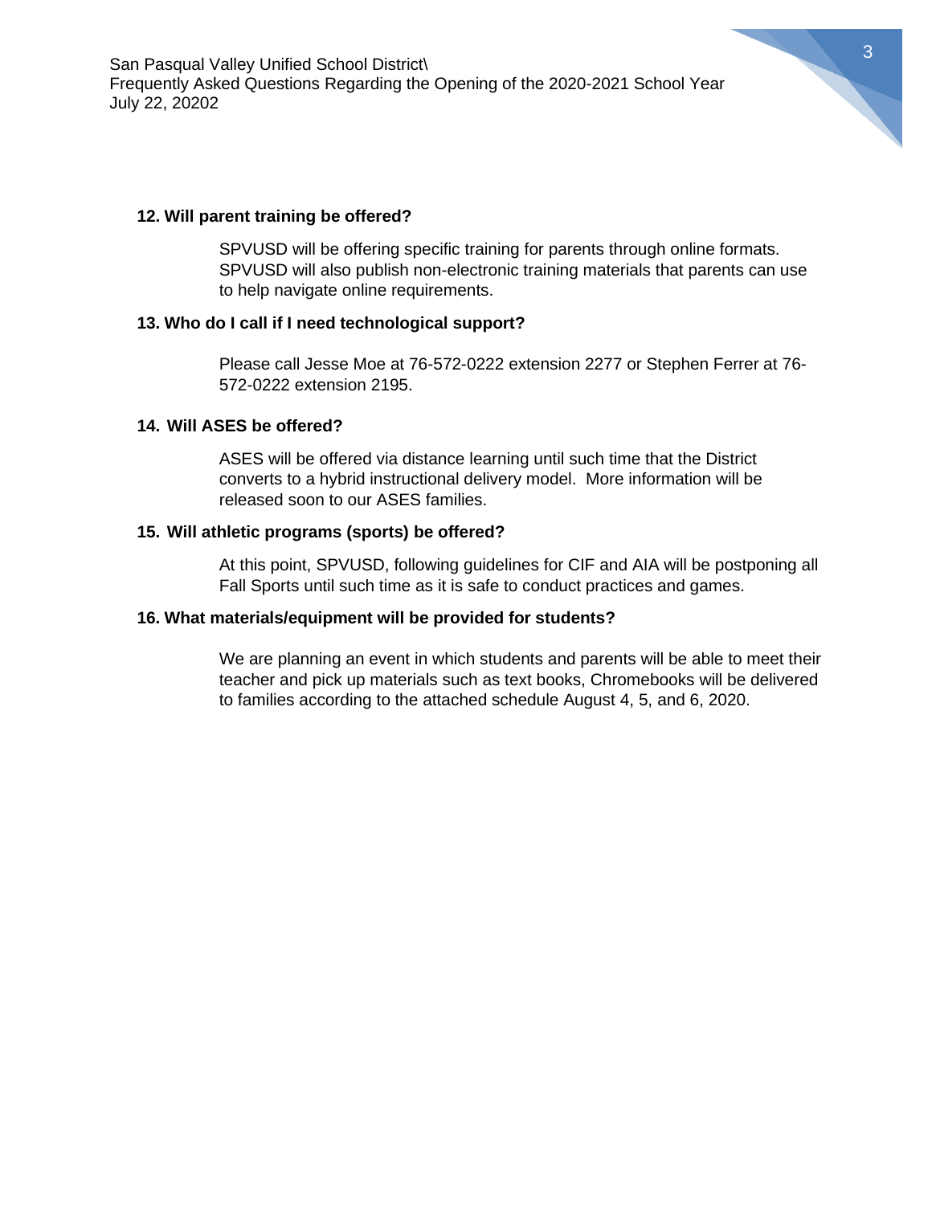**12. Will parent training be offered?**

SPVUSD will be offering specific training for parents through online formats. SPVUSD will also publish non-electronic training materials that parents can use to help navigate online requirements.

**13. Who do I call if I need technological support?**

Please call Jesse Moe at 76-572-0222 extension 2277 or Stephen Ferrer at 76-572-0222 extension 2195.

**14. Will ASES be offered?**

ASES will be offered via distance learning until such time that the District converts to a hybrid instructional delivery model. More information will be released soon to our ASES families.

**15. Will athletic programs (sports) be offered?**

At this point, SPVUSD, following guidelines for CIF and AIA will be postponing all Fall Sports until such time as it is safe to conduct practices and games.

**16. What materials/equipment will be provided for students?**

We are planning an event in which students and parents will be able to meet their teacher and pick up materials such as text books, Chromebooks will be delivered to families according to the attached schedule August 4, 5, and 6, 2020.